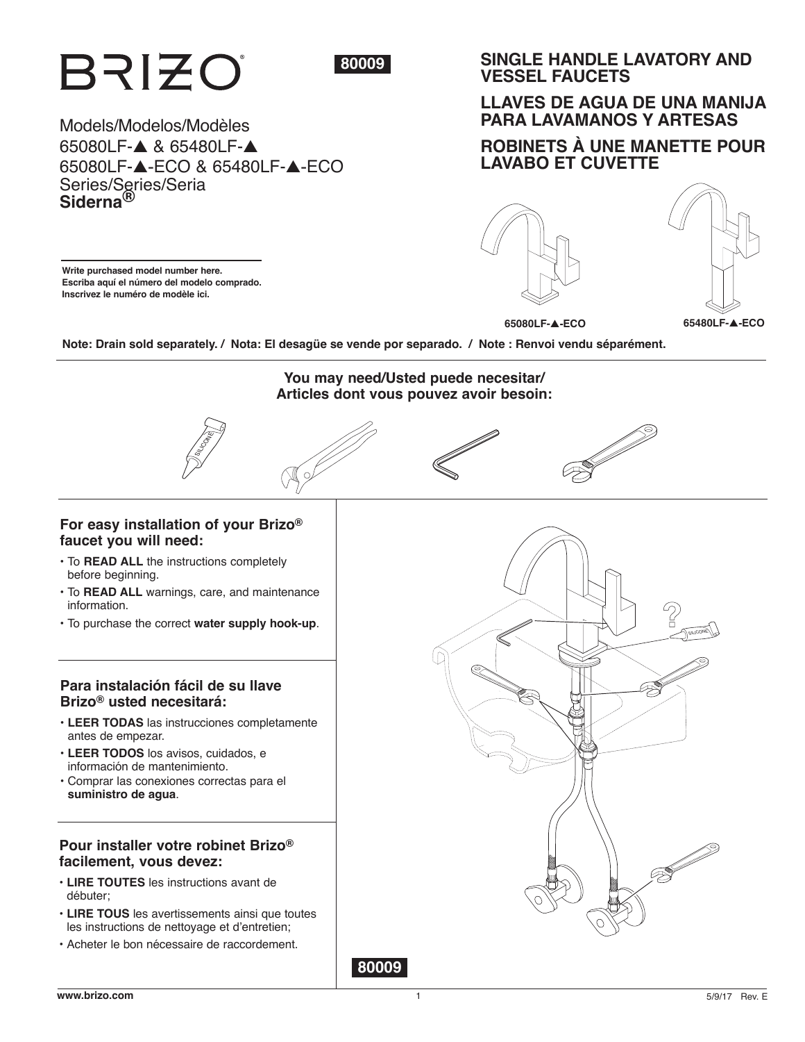# BRIZO®

**80009**

Models/Modelos/Modèles
65080LF-▲ & 65480LF-▲
65080LF-▲-ECO & 65480LF-▲-ECO
Series/Series/Seria
**Siderna®**

**Write purchased model number here.**
**Escriba aquí el número del modelo comprado.**
**Inscrivez le numéro de modèle ici.**

## SINGLE HANDLE LAVATORY AND VESSEL FAUCETS

## LLAVES DE AGUA DE UNA MANIJA PARA LAVAMANOS Y ARTESAS

## ROBINETS À UNE MANETTE POUR LAVABO ET CUVETTE

**65080LF-▲-ECO**   **65480LF-▲-ECO**

**Note: Drain sold separately. / Nota: El desagüe se vende por separado. / Note : Renvoi vendu séparément.**

**You may need/Usted puede necesitar/ Articles dont vous pouvez avoir besoin:**

SILICONE

### For easy installation of your Brizo® faucet you will need:

- To **READ ALL** the instructions completely before beginning.
- To **READ ALL** warnings, care, and maintenance information.
- To purchase the correct **water supply hook-up**.

### Para instalación fácil de su llave Brizo® usted necesitará:

- **LEER TODAS** las instrucciones completamente antes de empezar.
- **LEER TODOS** los avisos, cuidados, e información de mantenimiento.
- Comprar las conexiones correctas para el **suministro de agua**.

### Pour installer votre robinet Brizo® facilement, vous devez:

- **LIRE TOUTES** les instructions avant de débuter;
- **LIRE TOUS** les avertissements ainsi que toutes les instructions de nettoyage et d'entretien;
- Acheter le bon nécessaire de raccordement.

**80009**

www.brizo.com

5/9/17 Rev. E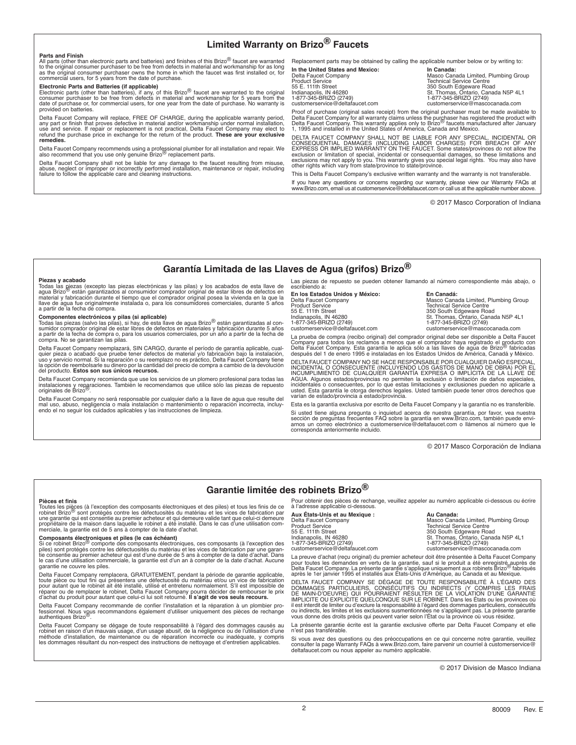## Limited Warranty on Brizo® Faucets

**Parts and Finish**
All parts (other than electronic parts and batteries) and finishes of this Brizo® faucet are warranted to the original consumer purchaser to be free from defects in material and workmanship for as long as the original consumer purchaser owns the home in which the faucet was first installed or, for commercial users, for 5 years from the date of purchase.

**Electronic Parts and Batteries (if applicable)**
Electronic parts (other than batteries), if any, of this Brizo® faucet are warranted to the original consumer purchaser to be free from defects in material and workmanship for 5 years from the date of purchase or, for commercial users, for one year from the date of purchase. No warranty is provided on batteries.

Delta Faucet Company will replace, FREE OF CHARGE, during the applicable warranty period, any part or finish that proves defective in material and/or workmanship under normal installation, use and service. If repair or replacement is not practical, Delta Faucet Company may elect to refund the purchase price in exchange for the return of the product. **These are your exclusive remedies.**

Delta Faucet Company recommends using a professional plumber for all installation and repair. We also recommend that you use only genuine Brizo® replacement parts.

Delta Faucet Company shall not be liable for any damage to the faucet resulting from misuse, abuse, neglect or improper or incorrectly performed installation, maintenance or repair, including failure to follow the applicable care and cleaning instructions.

Replacement parts may be obtained by calling the applicable number below or by writing to:

**In the United States and Mexico:**
Delta Faucet Company
Product Service
55 E. 111th Street
Indianapolis, IN 46280
1-877-345-BRIZO (2749)
customerservice@deltafaucet.com

**In Canada:**
Masco Canada Limited, Plumbing Group
Technical Service Centre
350 South Edgeware Road
St. Thomas, Ontario, Canada N5P 4L1
1-877-345-BRIZO (2749)
customerservice@mascocanada.com

Proof of purchase (original sales receipt) from the original purchaser must be made available to Delta Faucet Company for all warranty claims unless the purchaser has registered the product with Delta Faucet Company. This warranty applies only to Brizo® faucets manufactured after January 1, 1995 and installed in the United States of America, Canada and Mexico.

DELTA FAUCET COMPANY SHALL NOT BE LIABLE FOR ANY SPECIAL, INCIDENTAL OR CONSEQUENTIAL DAMAGES (INCLUDING LABOR CHARGES) FOR BREACH OF ANY EXPRESS OR IMPLIED WARRANTY ON THE FAUCET. Some states/provinces do not allow the exclusion or limitation of special, incidental or consequential damages, so these limitations and exclusions may not apply to you. This warranty gives you special legal rights. You may also have other rights which vary from state/province to state/province.

This is Delta Faucet Company's exclusive written warranty and the warranty is not transferable.

If you have any questions or concerns regarding our warranty, please view our Warranty FAQs at www.Brizo.com, email us at customerservice@deltafaucet.com or call us at the applicable number above.

© 2017 Masco Corporation of Indiana

## Garantía Limitada de las Llaves de Agua (grifos) Brizo®

**Piezas y acabado**
Todas las piezas (excepto las piezas electrónicas y las pilas) y los acabados de esta llave de agua Brizo® están garantizados al consumidor comprador original de estar libres de defectos en material y fabricación durante el tiempo que el comprador original posea la vivienda en la que la llave de agua fue originalmente instalada o, para los consumidores comerciales, durante 5 años a partir de la fecha de compra.

**Componentes electrónicos y pilas (si aplicable)**
Todas las piezas (salvo las pilas), si hay, de esta llave de agua Brizo® están garantizadas al consumidor comprador original de estar libres de defectos en materiales y fabricación durante 5 años a partir de la fecha de compra o, para los usuarios comerciales, por un año a partir de la fecha de compra. No se garantizan las pilas.

Delta Faucet Company reemplazará, SIN CARGO, durante el período de garantía aplicable, cualquier pieza o acabado que pruebe tener defectos de material y/o fabricación bajo la instalación, uso y servicio normal. Si la reparación o su reemplazo no es práctico, Delta Faucet Company tiene la opción de reembolsarle su dinero por la cantidad del precio de compra a cambio de la devolución del producto. **Estos son sus únicos recursos.**

Delta Faucet Company recomienda que use los servicios de un plomero profesional para todas las instalaciones y reparaciones. También le recomendamos que utilice sólo las piezas de repuesto originales de Brizo®.

Delta Faucet Company no será responsable por cualquier daño a la llave de agua que resulte del mal uso, abuso, negligencia o mala instalación o mantenimiento o reparación incorrecta, incluyendo el no seguir los cuidados aplicables y las instrucciones de limpieza.

Las piezas de repuesto se pueden obtener llamando al número correspondiente más abajo, o escribiendo a:

**En los Estados Unidos y México:**
Delta Faucet Company
Product Service
55 E. 111th Street
Indianapolis, IN 46280
1-877-345-BRIZO (2749)
customerservice@deltafaucet.com

**En Canadá:**
Masco Canada Limited, Plumbing Group
Technical Service Centre
350 South Edgeware Road
St. Thomas, Ontario, Canada N5P 4L1
1-877-345-BRIZO (2749)
customerservice@mascocanada.com

La prueba de compra (recibo original) del comprador original debe ser disponible a Delta Faucet Company para todos los reclamos a menos que el comprador haya registrado el producto con Delta Faucet Company. Esta garantía le aplica sólo a las llaves de agua de Brizo® fabricadas después del 1 de enero 1995 e instaladas en los Estados Unidos de América, Canadá y México.

DELTA FAUCET COMPANY NO SE HACE RESPONSABLE POR CUALQUIER DAÑO ESPECIAL, INCIDENTAL O CONSECUENTE (INCLUYENDO LOS GASTOS DE MANO DE OBRA) POR EL INCUMPLIMIENTO DE CUALQUIER GARANTÍA EXPRESA O IMPLÍCITA DE LA LLAVE DE AGUA. Algunos estados/provincias no permiten la exclusión o limitación de daños especiales, incidentales o consecuentes, por lo que estas limitaciones y exclusiones pueden no aplicarle a usted. Esta garantía le otorga derechos legales. Usted también puede tener otros derechos que varían de estado/provincia a estado/provincia.

Esta es la garantía exclusiva por escrito de Delta Faucet Company y la garantía no es transferible.

Si usted tiene alguna pregunta o inquietud acerca de nuestra garantía, por favor, vea nuestra sección de preguntas frecuentes FAQ sobre la garantía en www.Brizo.com, también puede enviarnos un correo electrónico a customerservice@deltafaucet.com o llámenos al número que le corresponda anteriormente incluido.

© 2017 Masco Corporación de Indiana

## Garantie limitée des robinets Brizo®

**Pièces et finis**
Toutes les pièces (à l'exception des composants électroniques et des piles) et tous les finis de ce robinet Brizo® sont protégés contre les défectuosités du matériau et les vices de fabrication par une garantie qui est consentie au premier acheteur et qui demeure valide tant que celui-ci demeure propriétaire de la maison dans laquelle le robinet a été installé. Dans le cas d'une utilisation commerciale, la garantie est de 5 ans à compter de la date d'achat.

**Composants électroniques et piles (le cas échéant)**
Si ce robinet Brizo® comporte des composants électroniques, ces composants (à l'exception des piles) sont protégés contre les défectuosités du matériau et les vices de fabrication par une garantie consentie au premier acheteur qui est d'une durée de 5 ans à compter de la date d'achat. Dans le cas d'une utilisation commerciale, la garantie est d'un an à compter de la date d'achat. Aucune garantie ne couvre les piles.

Delta Faucet Company remplacera, GRATUITEMENT, pendant la période de garantie applicable, toute pièce ou tout fini qui présentera une défectuosité du matériau et/ou un vice de fabrication pour autant que le robinet ait été installé, utilisé et entretenu normalement. S'il est impossible de réparer ou de remplacer le robinet, Delta Faucet Company pourra décider de rembourser le prix d'achat du produit pour autant que celui-ci lui soit retourné. **Il s'agit de vos seuls recours.**

Delta Faucet Company recommande de confier l'installation et la réparation à un plombier professionnel. Nous vous recommandons également d'utiliser uniquement des pièces de rechange authentiques Brizo®.

Delta Faucet Company se dégage de toute responsabilité à l'égard des dommages causés au robinet en raison d'un mauvais usage, d'un usage abusif, de la négligence ou de l'utilisation d'une méthode d'installation, de maintenance ou de réparation incorrecte ou inadéquate, y compris les dommages résultant du non-respect des instructions de nettoyage et d'entretien applicables.

Pour obtenir des pièces de rechange, veuillez appeler au numéro applicable ci-dessous ou écrire à l'adresse applicable ci-dessous.

**Aux États-Unis et au Mexique :**
Delta Faucet Company
Product Service
55 E. 111th Street
Indianapolis, IN 46280
1-877-345-BRIZO (2749)
customerservice@deltafaucet.com

**Au Canada:**
Masco Canada Limited, Plumbing Group
Technical Service Centre
350 South Edgeware Road
St. Thomas, Ontario, Canada N5P 4L1
1-877-345-BRIZO (2749)
customerservice@mascocanada.com

La preuve d'achat (reçu original) du premier acheteur doit être présentée à Delta Faucet Company pour toutes les demandes en vertu de la garantie, sauf si le produit a été enregistré auprès de Delta Faucet Company. La présente garantie s'applique uniquement aux robinets Brizo® fabriqués après le 1er janvier 1995 et installés aux États-Unis d'Amérique, au Canada et au Mexique.

DELTA FAUCET COMPANY SE DÉGAGE DE TOUTE RESPONSABILITÉ À L'ÉGARD DES DOMMAGES PARTICULIERS, CONSÉCUTIFS OU INDIRECTS (Y COMPRIS LES FRAIS DE MAIN-D'OEUVRE) QUI POURRAIENT RÉSULTER DE LA VIOLATION D'UNE GARANTIE IMPLICITE OU EXPLICITE QUELCONQUE SUR LE ROBINET. Dans les États ou les provinces où il est interdit de limiter ou d'exclure la responsabilité à l'égard des dommages particuliers, consécutifs ou indirects, les limites et les exclusions susmentionnées ne s'appliquent pas. La présente garantie vous donne des droits précis qui peuvent varier selon l'État ou la province où vous résidez.

La présente garantie écrite est la garantie exclusive offerte par Delta Faucet Company et elle n'est pas transférable.

Si vous avez des questions ou des préoccupations en ce qui concerne notre garantie, veuillez consulter la page Warranty FAQs à www.Brizo.com, faire parvenir un courriel à customerservice@deltafaucet.com ou nous appeler au numéro applicable.

© 2017 Division de Masco Indiana

80009 Rev. E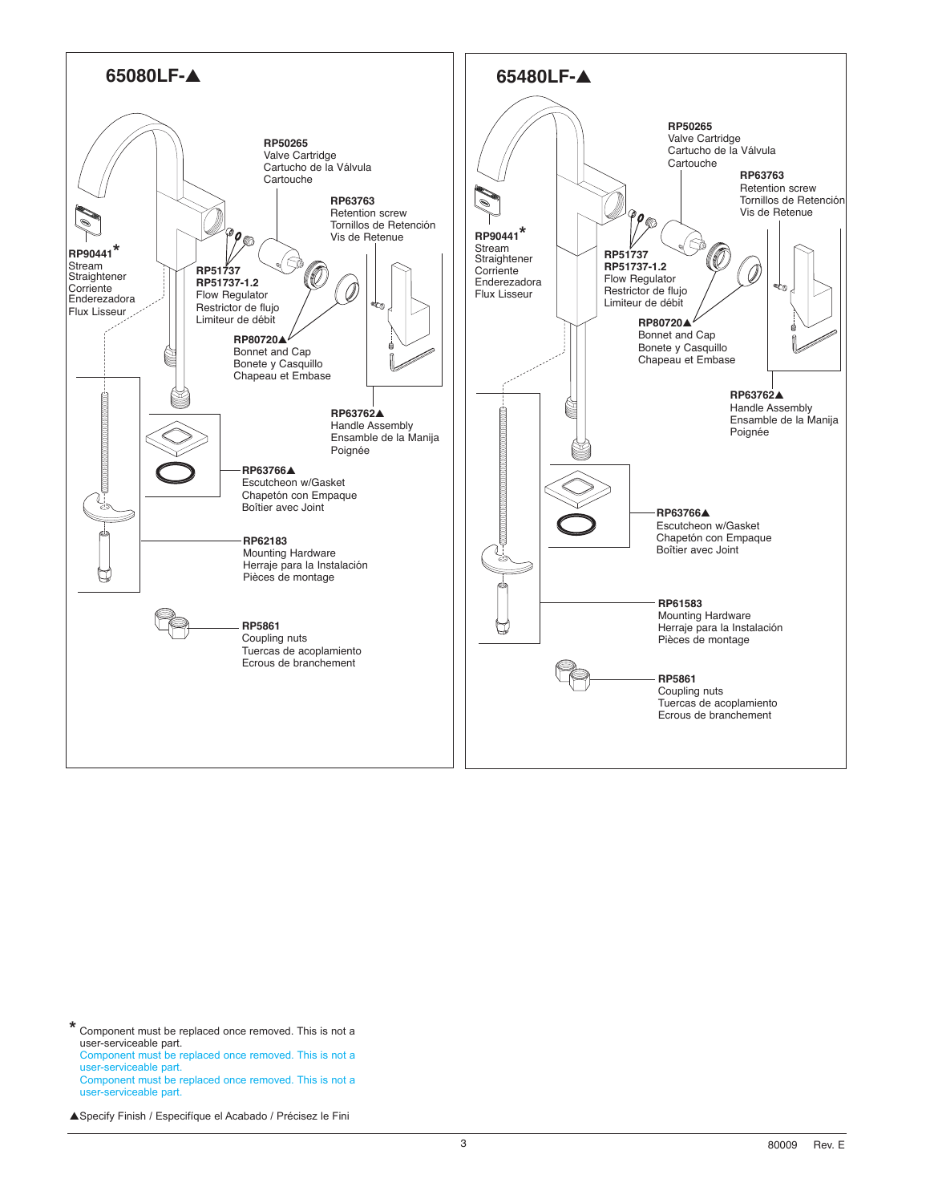## 65080LF-▲

**RP50265**
Valve Cartridge
Cartucho de la Válvula
Cartouche

**RP63763**
Retention screw
Tornillos de Retención
Vis de Retenue

**RP90441***
Stream Straightener
Corriente Enderezadora
Flux Lisseur

**RP51737**
**RP51737-1.2**
Flow Regulator
Restrictor de flujo
Limiteur de débit

**RP80720▲**
Bonnet and Cap
Bonete y Casquillo
Chapeau et Embase

**RP63762▲**
Handle Assembly
Ensamble de la Manija
Poignée

**RP63766▲**
Escutcheon w/Gasket
Chapetón con Empaque
Boîtier avec Joint

**RP62183**
Mounting Hardware
Herraje para la Instalación
Pièces de montage

**RP5861**
Coupling nuts
Tuercas de acoplamiento
Ecrous de branchement

## 65480LF-▲

**RP50265**
Valve Cartridge
Cartucho de la Válvula
Cartouche

**RP63763**
Retention screw
Tornillos de Retención
Vis de Retenue

**RP90441***
Stream Straightener
Corriente Enderezadora
Flux Lisseur

**RP51737**
**RP51737-1.2**
Flow Regulator
Restrictor de flujo
Limiteur de débit

**RP80720▲**
Bonnet and Cap
Bonete y Casquillo
Chapeau et Embase

**RP63762▲**
Handle Assembly
Ensamble de la Manija
Poignée

**RP63766▲**
Escutcheon w/Gasket
Chapetón con Empaque
Boîtier avec Joint

**RP61583**
Mounting Hardware
Herraje para la Instalación
Pièces de montage

**RP5861**
Coupling nuts
Tuercas de acoplamiento
Ecrous de branchement

---

* Component must be replaced once removed. This is not a user-serviceable part.
Component must be replaced once removed. This is not a user-serviceable part.
Component must be replaced once removed. This is not a user-serviceable part.

▲Specify Finish / Especifíque el Acabado / Précisez le Fini

80009 Rev. E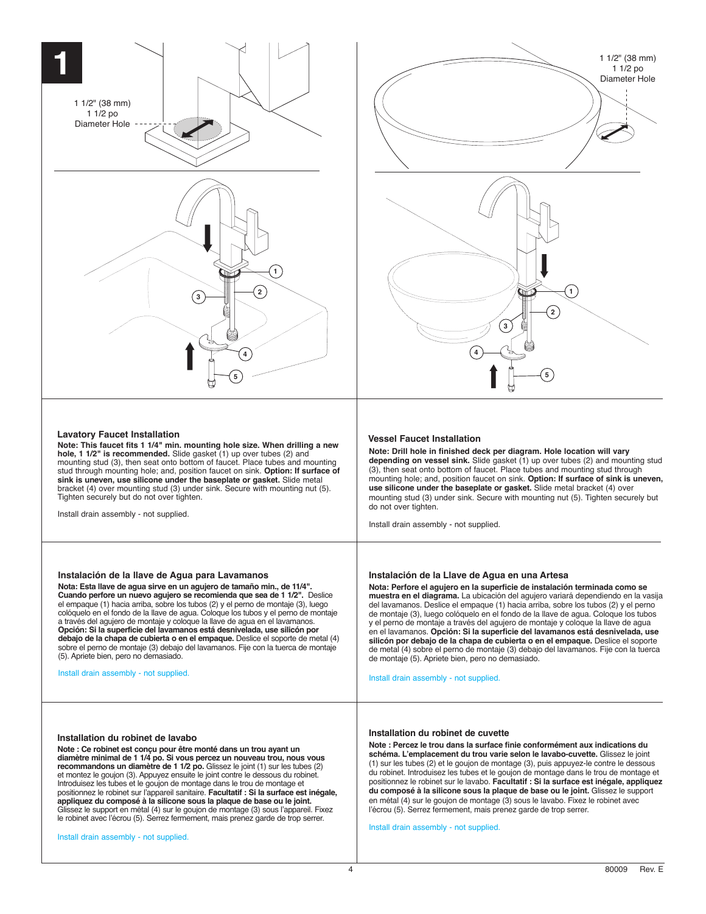**1**

1 1/2" (38 mm)
1 1/2 po
Diameter Hole

1 1/2" (38 mm)
1 1/2 po
Diameter Hole

### Lavatory Faucet Installation

**Note: This faucet fits 1 1/4" min. mounting hole size. When drilling a new hole, 1 1/2" is recommended.** Slide gasket (1) up over tubes (2) and mounting stud (3), then seat onto bottom of faucet. Place tubes and mounting stud through mounting hole; and, position faucet on sink. **Option: If surface of sink is uneven, use silicone under the baseplate or gasket.** Slide metal bracket (4) over mounting stud (3) under sink. Secure with mounting nut (5). Tighten securely but do not over tighten.

Install drain assembly - not supplied.

### Vessel Faucet Installation

**Note: Drill hole in finished deck per diagram. Hole location will vary depending on vessel sink.** Slide gasket (1) up over tubes (2) and mounting stud (3), then seat onto bottom of faucet. Place tubes and mounting stud through mounting hole; and, position faucet on sink. **Option: If surface of sink is uneven, use silicone under the baseplate or gasket.** Slide metal bracket (4) over mounting stud (3) under sink. Secure with mounting nut (5). Tighten securely but do not over tighten.

Install drain assembly - not supplied.

### Instalación de la llave de Agua para Lavamanos

**Nota: Esta llave de agua sirve en un agujero de tamaño min., de 11/4". Cuando perfore un nuevo agujero se recomienda que sea de 1 1/2".** Deslice el empaque (1) hacia arriba, sobre los tubos (2) y el perno de montaje (3), luego colóquelo en el fondo de la llave de agua. Coloque los tubos y el perno de montaje a través del agujero de montaje y coloque la llave de agua en el lavamanos. **Opción: Si la superficie del lavamanos está desnivelada, use silicón por debajo de la chapa de cubierta o en el empaque.** Deslice el soporte de metal (4) sobre el perno de montaje (3) debajo del lavamanos. Fije con la tuerca de montaje (5). Apriete bien, pero no demasiado.

Install drain assembly - not supplied.

### Instalación de la Llave de Agua en una Artesa

**Nota: Perfore el agujero en la superficie de instalación terminada como se muestra en el diagrama.** La ubicación del agujero variará dependiendo en la vasija del lavamanos. Deslice el empaque (1) hacia arriba, sobre los tubos (2) y el perno de montaje (3), luego colóquelo en el fondo de la llave de agua. Coloque los tubos y el perno de montaje a través del agujero de montaje y coloque la llave de agua en el lavamanos. **Opción: Si la superficie del lavamanos está desnivelada, use silicón por debajo de la chapa de cubierta o en el empaque.** Deslice el soporte de metal (4) sobre el perno de montaje (3) debajo del lavamanos. Fije con la tuerca de montaje (5). Apriete bien, pero no demasiado.

Install drain assembly - not supplied.

### Installation du robinet de lavabo

**Note : Ce robinet est conçu pour être monté dans un trou ayant un diamètre minimal de 1 1/4 po. Si vous percez un nouveau trou, nous vous recommandons un diamètre de 1 1/2 po.** Glissez le joint (1) sur les tubes (2) et montez le goujon (3). Appuyez ensuite le joint contre le dessous du robinet. Introduisez les tubes et le goujon de montage dans le trou de montage et positionnez le robinet sur l'appareil sanitaire. **Facultatif : Si la surface est inégale, appliquez du composé à la silicone sous la plaque de base ou le joint.** Glissez le support en métal (4) sur le goujon de montage (3) sous l'appareil. Fixez le robinet avec l'écrou (5). Serrez fermement, mais prenez garde de trop serrer.

Install drain assembly - not supplied.

### Installation du robinet de cuvette

**Note : Percez le trou dans la surface finie conformément aux indications du schéma. L'emplacement du trou varie selon le lavabo-cuvette.** Glissez le joint (1) sur les tubes (2) et le goujon de montage (3), puis appuyez-le contre le dessous du robinet. Introduisez les tubes et le goujon de montage dans le trou de montage et positionnez le robinet sur le lavabo. **Facultatif : Si la surface est inégale, appliquez du composé à la silicone sous la plaque de base ou le joint.** Glissez le support en métal (4) sur le goujon de montage (3) sous le lavabo. Fixez le robinet avec l'écrou (5). Serrez fermement, mais prenez garde de trop serrer.

Install drain assembly - not supplied.

80009 Rev. E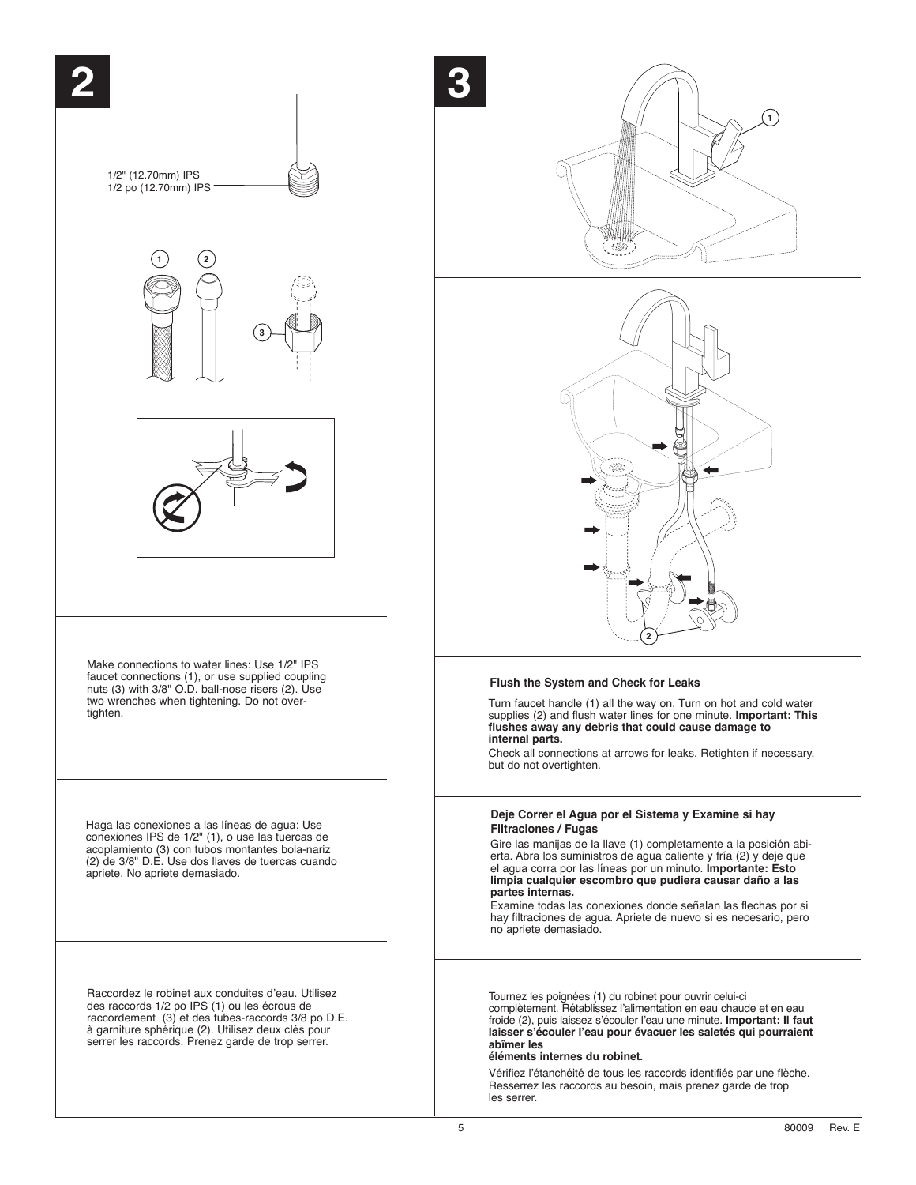## 2

1/2" (12.70mm) IPS
1/2 po (12.70mm) IPS

Make connections to water lines: Use 1/2" IPS faucet connections (1), or use supplied coupling nuts (3) with 3/8" O.D. ball-nose risers (2). Use two wrenches when tightening. Do not over-tighten.

Haga las conexiones a las líneas de agua: Use conexiones IPS de 1/2" (1), o use las tuercas de acoplamiento (3) con tubos montantes bola-nariz (2) de 3/8" D.E. Use dos llaves de tuercas cuando apriete. No apriete demasiado.

Raccordez le robinet aux conduites d'eau. Utilisez des raccords 1/2 po IPS (1) ou les écrous de raccordement (3) et des tubes-raccords 3/8 po D.E. à garniture sphérique (2). Utilisez deux clés pour serrer les raccords. Prenez garde de trop serrer.

## 3

### Flush the System and Check for Leaks

Turn faucet handle (1) all the way on. Turn on hot and cold water supplies (2) and flush water lines for one minute. **Important: This flushes away any debris that could cause damage to internal parts.**

Check all connections at arrows for leaks. Retighten if necessary, but do not overtighten.

### Deje Correr el Agua por el Sistema y Examine si hay Filtraciones / Fugas

Gire las manijas de la llave (1) completamente a la posición abierta. Abra los suministros de agua caliente y fría (2) y deje que el agua corra por las líneas por un minuto. **Importante: Esto limpia cualquier escombro que pudiera causar daño a las partes internas.**

Examine todas las conexiones donde señalan las flechas por si hay filtraciones de agua. Apriete de nuevo si es necesario, pero no apriete demasiado.

Tournez les poignées (1) du robinet pour ouvrir celui-ci complètement. Rétablissez l'alimentation en eau chaude et en eau froide (2), puis laissez s'écouler l'eau une minute. **Important: Il faut laisser s'écouler l'eau pour évacuer les saletés qui pourraient abîmer les éléments internes du robinet.**

Vérifiez l'étanchéité de tous les raccords identifiés par une flèche. Resserrez les raccords au besoin, mais prenez garde de trop les serrer.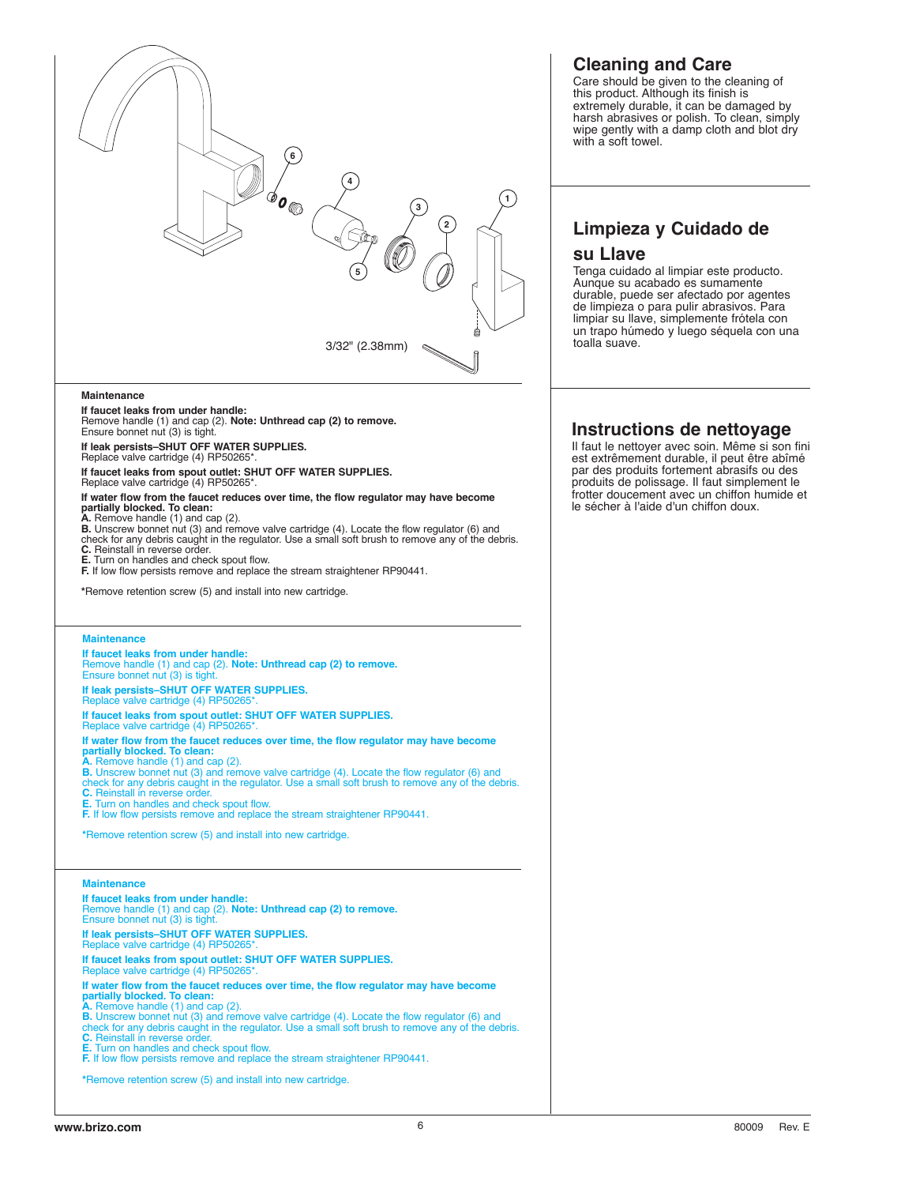1
2
3
4
5
6
3/32" (2.38mm)

### Maintenance

**If faucet leaks from under handle:**
Remove handle (1) and cap (2). **Note: Unthread cap (2) to remove.**
Ensure bonnet nut (3) is tight.

**If leak persists–SHUT OFF WATER SUPPLIES.**
Replace valve cartridge (4) RP50265*.

**If faucet leaks from spout outlet: SHUT OFF WATER SUPPLIES.**
Replace valve cartridge (4) RP50265*.

**If water flow from the faucet reduces over time, the flow regulator may have become partially blocked. To clean:**
**A.** Remove handle (1) and cap (2).
**B.** Unscrew bonnet nut (3) and remove valve cartridge (4). Locate the flow regulator (6) and check for any debris caught in the regulator. Use a small soft brush to remove any of the debris.
**C.** Reinstall in reverse order.
**E.** Turn on handles and check spout flow.
**F.** If low flow persists remove and replace the stream straightener RP90441.

*Remove retention screw (5) and install into new cartridge.

### Maintenance

**If faucet leaks from under handle:**
Remove handle (1) and cap (2). **Note: Unthread cap (2) to remove.**
Ensure bonnet nut (3) is tight.

**If leak persists–SHUT OFF WATER SUPPLIES.**
Replace valve cartridge (4) RP50265*.

**If faucet leaks from spout outlet: SHUT OFF WATER SUPPLIES.**
Replace valve cartridge (4) RP50265*.

**If water flow from the faucet reduces over time, the flow regulator may have become partially blocked. To clean:**
**A.** Remove handle (1) and cap (2).
**B.** Unscrew bonnet nut (3) and remove valve cartridge (4). Locate the flow regulator (6) and check for any debris caught in the regulator. Use a small soft brush to remove any of the debris.
**C.** Reinstall in reverse order.
**E.** Turn on handles and check spout flow.
**F.** If low flow persists remove and replace the stream straightener RP90441.

*Remove retention screw (5) and install into new cartridge.

### Maintenance

**If faucet leaks from under handle:**
Remove handle (1) and cap (2). **Note: Unthread cap (2) to remove.**
Ensure bonnet nut (3) is tight.

**If leak persists–SHUT OFF WATER SUPPLIES.**
Replace valve cartridge (4) RP50265*.

**If faucet leaks from spout outlet: SHUT OFF WATER SUPPLIES.**
Replace valve cartridge (4) RP50265*.

**If water flow from the faucet reduces over time, the flow regulator may have become partially blocked. To clean:**
**A.** Remove handle (1) and cap (2).
**B.** Unscrew bonnet nut (3) and remove valve cartridge (4). Locate the flow regulator (6) and check for any debris caught in the regulator. Use a small soft brush to remove any of the debris.
**C.** Reinstall in reverse order.
**E.** Turn on handles and check spout flow.
**F.** If low flow persists remove and replace the stream straightener RP90441.

*Remove retention screw (5) and install into new cartridge.

## Cleaning and Care

Care should be given to the cleaning of this product. Although its finish is extremely durable, it can be damaged by harsh abrasives or polish. To clean, simply wipe gently with a damp cloth and blot dry with a soft towel.

## Limpieza y Cuidado de su Llave

Tenga cuidado al limpiar este producto. Aunque su acabado es sumamente durable, puede ser afectado por agentes de limpieza o para pulir abrasivos. Para limpiar su llave, simplemente frótela con un trapo húmedo y luego séquela con una toalla suave.

## Instructions de nettoyage

Il faut le nettoyer avec soin. Même si son fini est extrêmement durable, il peut être abîmé par des produits fortement abrasifs ou des produits de polissage. Il faut simplement le frotter doucement avec un chiffon humide et le sécher à l'aide d'un chiffon doux.

www.brizo.com

80009 Rev. E